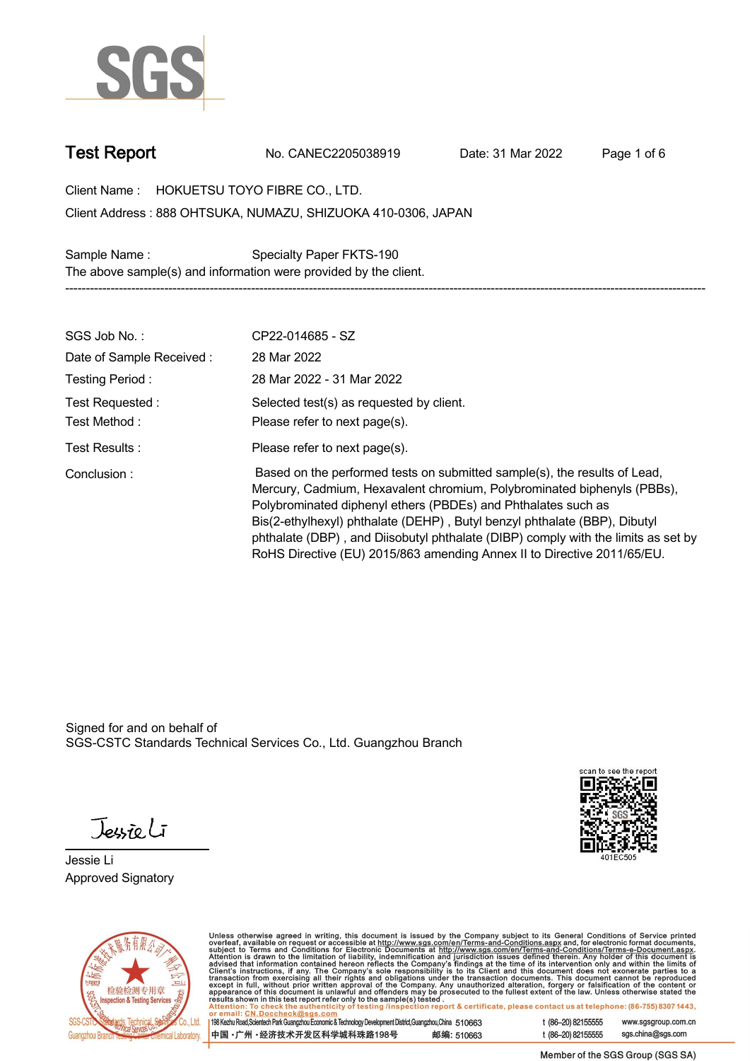# Test Report

No. CANEC2205038919 Date: 31 Mar 2022

Client Name : HOKUETSU TOYO FIBRE CO., LTD.

Client Address : 888 OHTSUKA, NUMAZU, SHIZUOKA 410-0306, JAPAN

Sample Name : Specialty Paper FKTS-190

The above sample(s) and information were provided by the client.

---

| | |
|---|---|
| SGS Job No. : | CP22-014685 - SZ |
| Date of Sample Received : | 28 Mar 2022 |
| Testing Period : | 28 Mar 2022 - 31 Mar 2022 |
| Test Requested : | Selected test(s) as requested by client. |
| Test Method : | Please refer to next page(s). |
| Test Results : | Please refer to next page(s). |
| Conclusion : | Based on the performed tests on submitted sample(s), the results of Lead, Mercury, Cadmium, Hexavalent chromium, Polybrominated biphenyls (PBBs), Polybrominated diphenyl ethers (PBDEs) and Phthalates such as Bis(2-ethylhexyl) phthalate (DEHP) , Butyl benzyl phthalate (BBP), Dibutyl phthalate (DBP) , and Diisobutyl phthalate (DIBP) comply with the limits as set by RoHS Directive (EU) 2015/863 amending Annex II to Directive 2011/65/EU. |

Signed for and on behalf of
SGS-CSTC Standards Technical Services Co., Ltd. Guangzhou Branch

Jessie Li
Approved Signatory

scan to see the report
401EC505

Unless otherwise agreed in writing, this document is issued by the Company subject to its General Conditions of Service printed overleaf, available on request or accessible at http://www.sgs.com/en/Terms-and-Conditions.aspx and, for electronic format documents, subject to Terms and Conditions for Electronic Documents at http://www.sgs.com/en/Terms-and-Conditions/Terms-e-Document.aspx. Attention is drawn to the limitation of liability, indemnification and jurisdiction issues defined therein. Any holder of this document is advised that information contained hereon reflects the Company's findings at the time of its intervention only and within the limits of Client's instructions, if any. The Company's sole responsibility is to its Client and this document does not exonerate parties to a transaction from exercising all their rights and obligations under the transaction documents. This document cannot be reproduced except in full, without prior written approval of the Company. Any unauthorized alteration, forgery or falsification of the content or appearance of this document is unlawful and offenders may be prosecuted to the fullest extent of the law. Unless otherwise stated the results shown in this test report refer only to the sample(s) tested.

Attention: To check the authenticity of testing /inspection report & certificate, please contact us at telephone: (86-755) 8307 1443, or email: CN.Doccheck@sgs.com

198 Kezhu Road,Scientech Park Guangzhou Economic & Technology Development District,Guangzhou,China 510663 t (86-20) 82155555 www.sgsgroup.com.cn

中国・广州・经济技术开发区科学城科珠路198号 邮编: 510663 t (86-20) 82155555 sgs.china@sgs.com

Member of the SGS Group (SGS SA)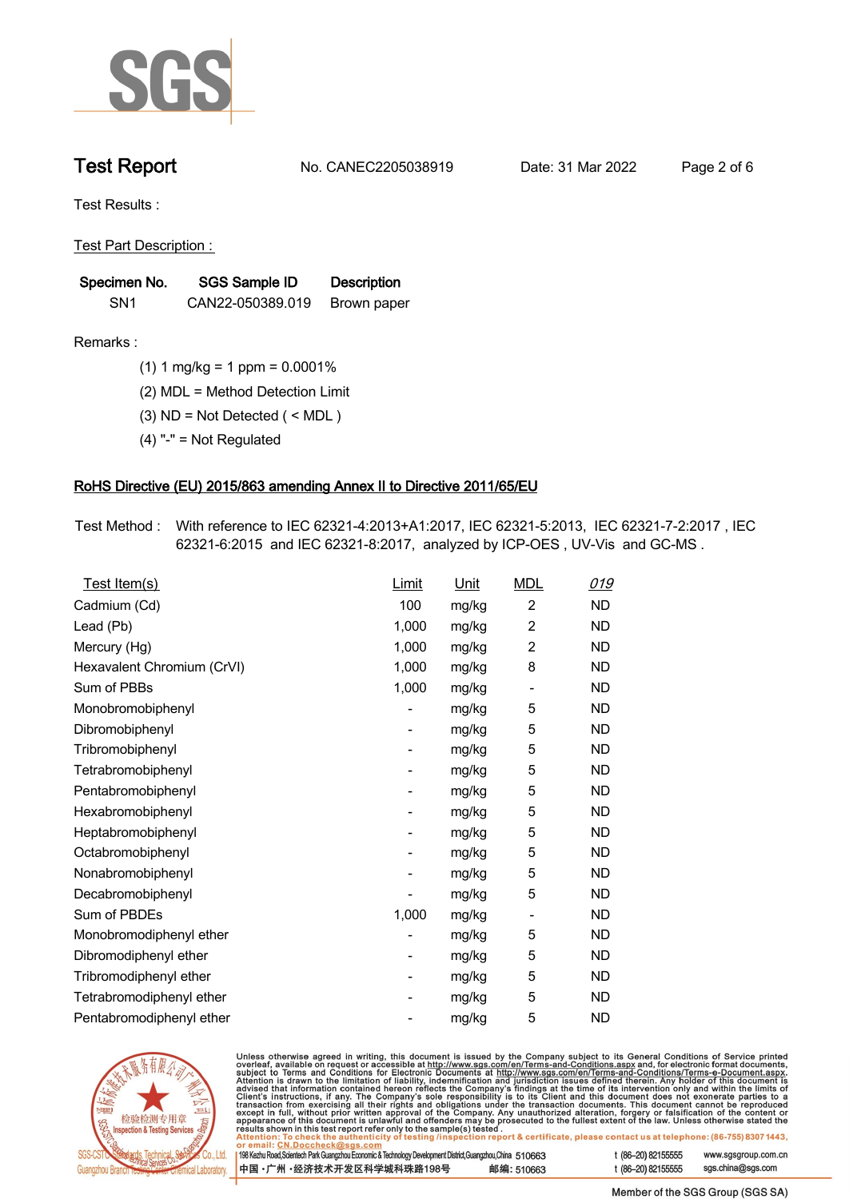# Test Report

No. CANEC2205038919 Date: 31 Mar 2022

Test Results :

Test Part Description :

| Specimen No. | SGS Sample ID | Description |
|---|---|---|
| SN1 | CAN22-050389.019 | Brown paper |

Remarks :

(1) 1 mg/kg = 1 ppm = 0.0001%

(2) MDL = Method Detection Limit

(3) ND = Not Detected ( < MDL )

(4) "-" = Not Regulated

## RoHS Directive (EU) 2015/863 amending Annex II to Directive 2011/65/EU

Test Method : With reference to IEC 62321-4:2013+A1:2017, IEC 62321-5:2013, IEC 62321-7-2:2017 , IEC 62321-6:2015 and IEC 62321-8:2017, analyzed by ICP-OES , UV-Vis and GC-MS .

| Test Item(s) | Limit | Unit | MDL | 019 |
|---|---|---|---|---|
| Cadmium (Cd) | 100 | mg/kg | 2 | ND |
| Lead (Pb) | 1,000 | mg/kg | 2 | ND |
| Mercury (Hg) | 1,000 | mg/kg | 2 | ND |
| Hexavalent Chromium (CrVI) | 1,000 | mg/kg | 8 | ND |
| Sum of PBBs | 1,000 | mg/kg | - | ND |
| Monobromobiphenyl | - | mg/kg | 5 | ND |
| Dibromobiphenyl | - | mg/kg | 5 | ND |
| Tribromobiphenyl | - | mg/kg | 5 | ND |
| Tetrabromobiphenyl | - | mg/kg | 5 | ND |
| Pentabromobiphenyl | - | mg/kg | 5 | ND |
| Hexabromobiphenyl | - | mg/kg | 5 | ND |
| Heptabromobiphenyl | - | mg/kg | 5 | ND |
| Octabromobiphenyl | - | mg/kg | 5 | ND |
| Nonabromobiphenyl | - | mg/kg | 5 | ND |
| Decabromobiphenyl | - | mg/kg | 5 | ND |
| Sum of PBDEs | 1,000 | mg/kg | - | ND |
| Monobromodiphenyl ether | - | mg/kg | 5 | ND |
| Dibromodiphenyl ether | - | mg/kg | 5 | ND |
| Tribromodiphenyl ether | - | mg/kg | 5 | ND |
| Tetrabromodiphenyl ether | - | mg/kg | 5 | ND |
| Pentabromodiphenyl ether | - | mg/kg | 5 | ND |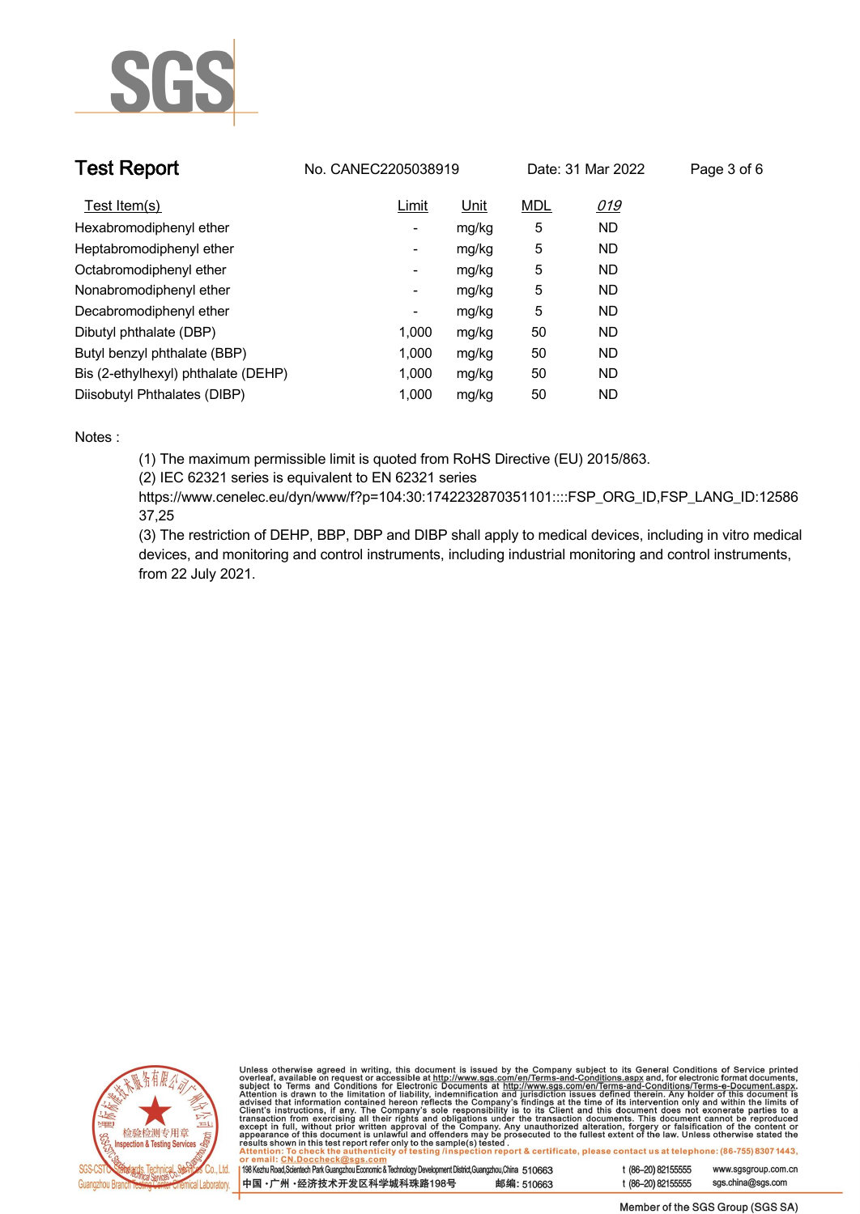## Test Report

No. CANEC2205038919    Date: 31 Mar 2022

| Test Item(s) | Limit | Unit | MDL | 019 |
|---|---|---|---|---|
| Hexabromodiphenyl ether | - | mg/kg | 5 | ND |
| Heptabromodiphenyl ether | - | mg/kg | 5 | ND |
| Octabromodiphenyl ether | - | mg/kg | 5 | ND |
| Nonabromodiphenyl ether | - | mg/kg | 5 | ND |
| Decabromodiphenyl ether | - | mg/kg | 5 | ND |
| Dibutyl phthalate (DBP) | 1,000 | mg/kg | 50 | ND |
| Butyl benzyl phthalate (BBP) | 1,000 | mg/kg | 50 | ND |
| Bis (2-ethylhexyl) phthalate (DEHP) | 1,000 | mg/kg | 50 | ND |
| Diisobutyl Phthalates (DIBP) | 1,000 | mg/kg | 50 | ND |

Notes :

(1) The maximum permissible limit is quoted from RoHS Directive (EU) 2015/863.

(2) IEC 62321 series is equivalent to EN 62321 series https://www.cenelec.eu/dyn/www/f?p=104:30:1742232870351101::::FSP_ORG_ID,FSP_LANG_ID:1258637,25

(3) The restriction of DEHP, BBP, DBP and DIBP shall apply to medical devices, including in vitro medical devices, and monitoring and control instruments, including industrial monitoring and control instruments, from 22 July 2021.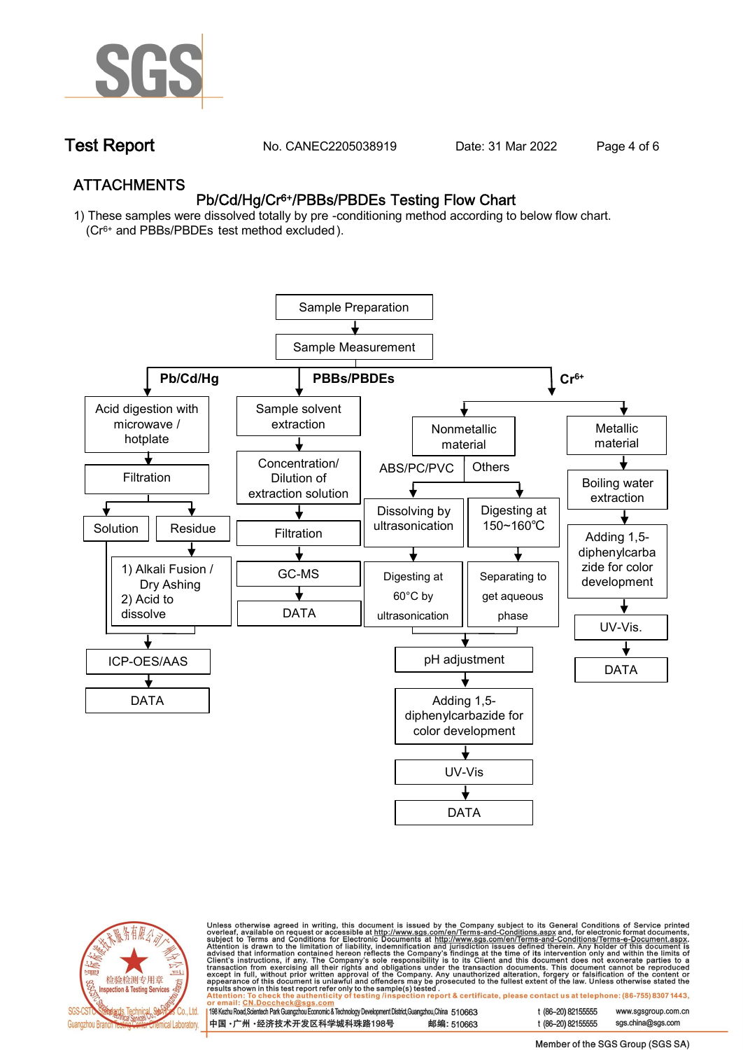## ATTACHMENTS

### Pb/Cd/Hg/$Cr^{6+}$/PBBs/PBDEs Testing Flow Chart

1) These samples were dissolved totally by pre -conditioning method according to below flow chart.
   ($Cr^{6+}$ and PBBs/PBDEs test method excluded).

Sample Preparation → Sample Measurement

**Pb/Cd/Hg**

- Acid digestion with microwave / hotplate
- Filtration
- Solution / Residue
  - Residue: 1) Alkali Fusion / Dry Ashing 2) Acid to dissolve
- ICP-OES/AAS
- DATA

**PBBs/PBDEs**

- Sample solvent extraction
- Concentration/ Dilution of extraction solution
- Filtration
- GC-MS
- DATA

**$Cr^{6+}$**

- Nonmetallic material
  - ABS/PC/PVC: Dissolving by ultrasonication → Digesting at 60°C by ultrasonication
  - Others: Digesting at 150~160℃ → Separating to get aqueous phase
  - pH adjustment
  - Adding 1,5-diphenylcarbazide for color development
  - UV-Vis
  - DATA
- Metallic material
  - Boiling water extraction
  - Adding 1,5-diphenylcarbazide for color development
  - UV-Vis.
  - DATA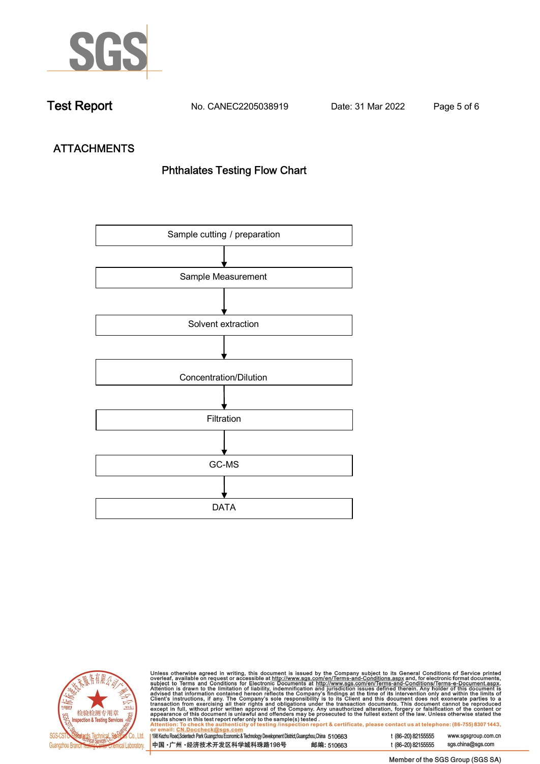## ATTACHMENTS

### Phthalates Testing Flow Chart

Sample cutting / preparation

↓

Sample Measurement

↓

Solvent extraction

↓

Concentration/Dilution

↓

Filtration

↓

GC-MS

↓

DATA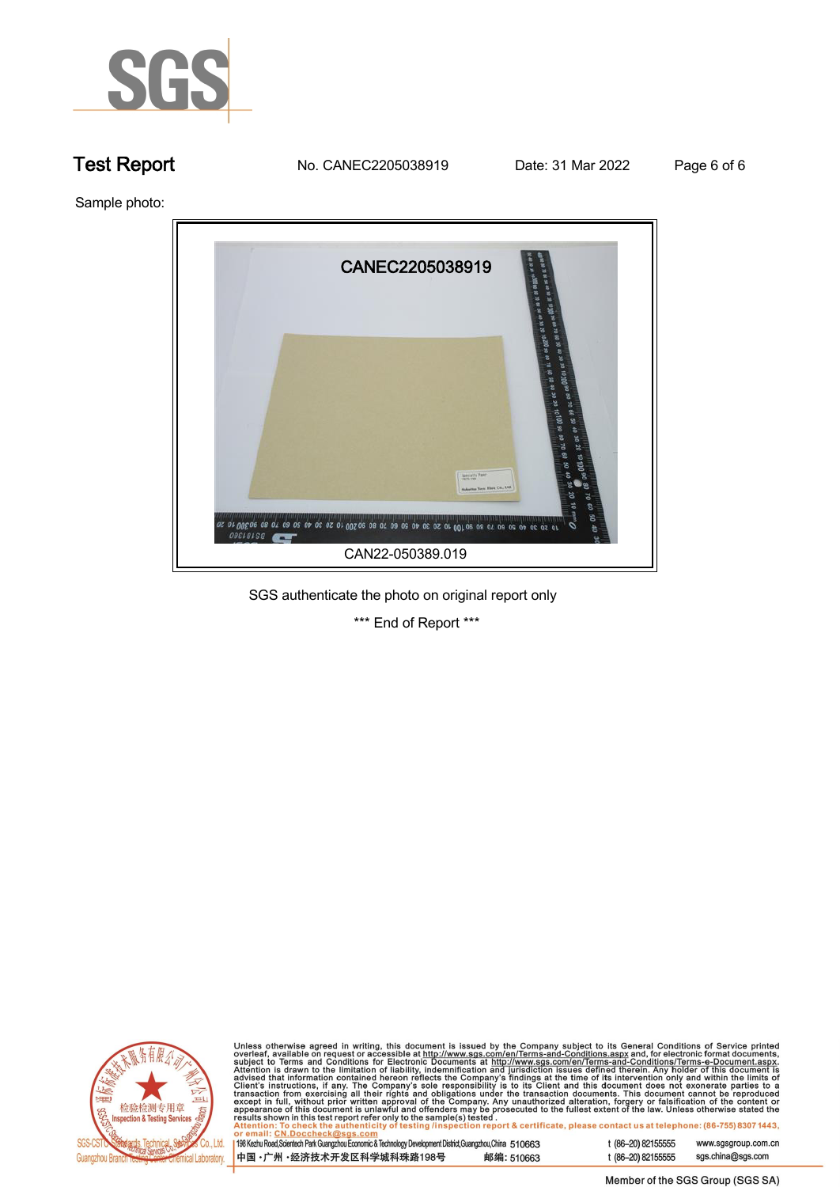Sample photo:

CANEC2205038919

CAN22-050389.019

SGS authenticate the photo on original report only

\*\*\* End of Report \*\*\*

Unless otherwise agreed in writing, this document is issued by the Company subject to its General Conditions of Service printed overleaf, available on request or accessible at http://www.sgs.com/en/Terms-and-Conditions.aspx and, for electronic format documents, subject to Terms and Conditions for Electronic Documents at http://www.sgs.com/en/Terms-and-Conditions/Terms-e-Document.aspx. Attention is drawn to the limitation of liability, indemnification and jurisdiction issues defined therein. Any holder of this document is advised that information contained hereon reflects the Company's findings at the time of its intervention only and within the limits of Client's instructions, if any. The Company's sole responsibility is to its Client and this document does not exonerate parties to a transaction from exercising all their rights and obligations under the transaction documents. This document cannot be reproduced except in full, without prior written approval of the Company. Any unauthorized alteration, forgery or falsification of the content or appearance of this document is unlawful and offenders may be prosecuted to the fullest extent of the law. Unless otherwise stated the results shown in this test report refer only to the sample(s) tested.

Attention: To check the authenticity of testing /inspection report & certificate, please contact us at telephone: (86-755) 8307 1443, or email: CN.Doccheck@sgs.com

198 Kezhu Road,Scientech Park Guangzhou Economic & Technology Development District,Guangzhou,China 510663 t (86-20) 82155555 www.sgsgroup.com.cn

中国・广州・经济技术开发区科学城科珠路198号 邮编: 510663 t (86-20) 82155555 sgs.china@sgs.com

Member of the SGS Group (SGS SA)